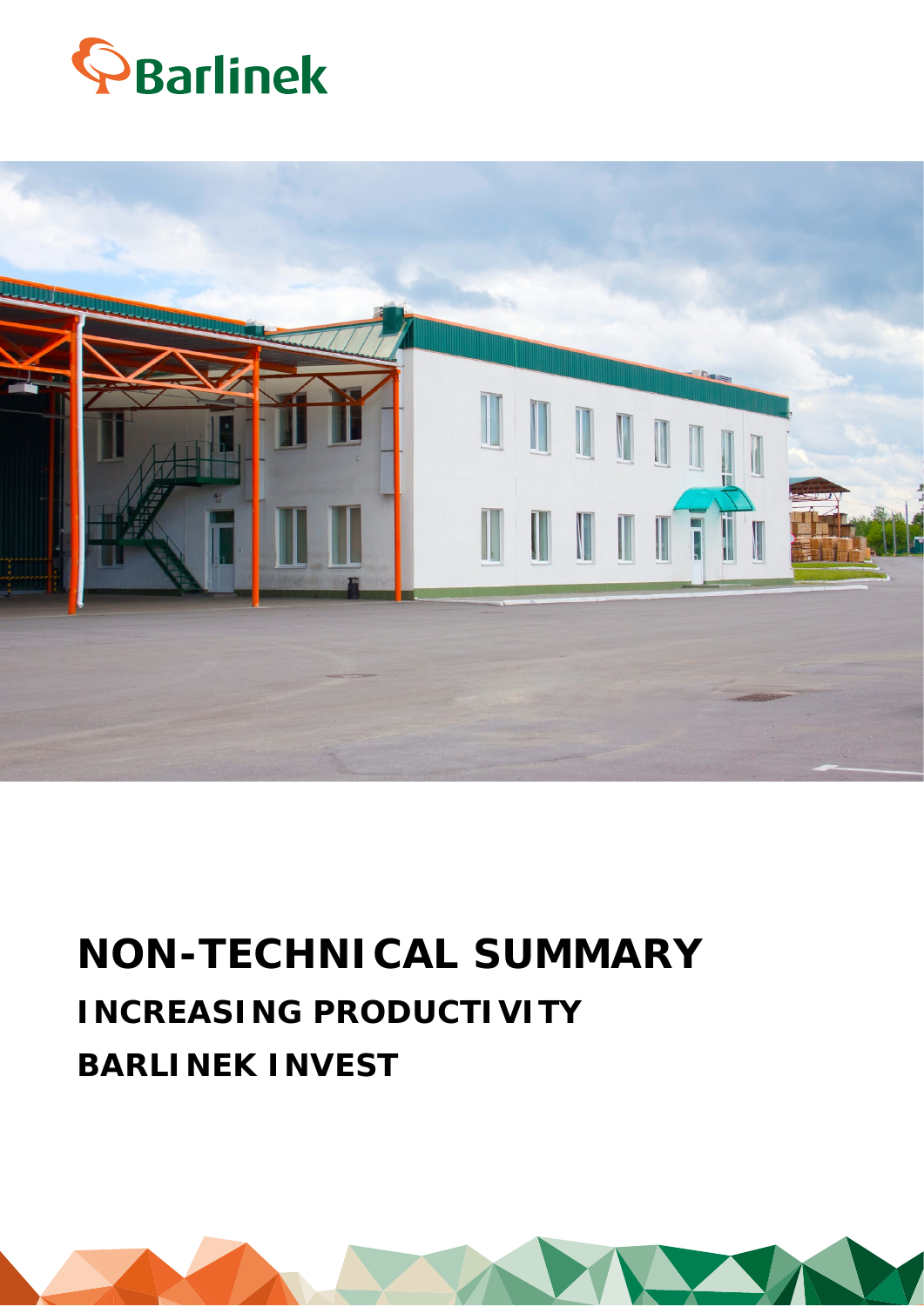Barlinek

# NON-TECHNICAL SUMMARY

## INCREASING PRODUCTIVITY

## BARLINEK INVEST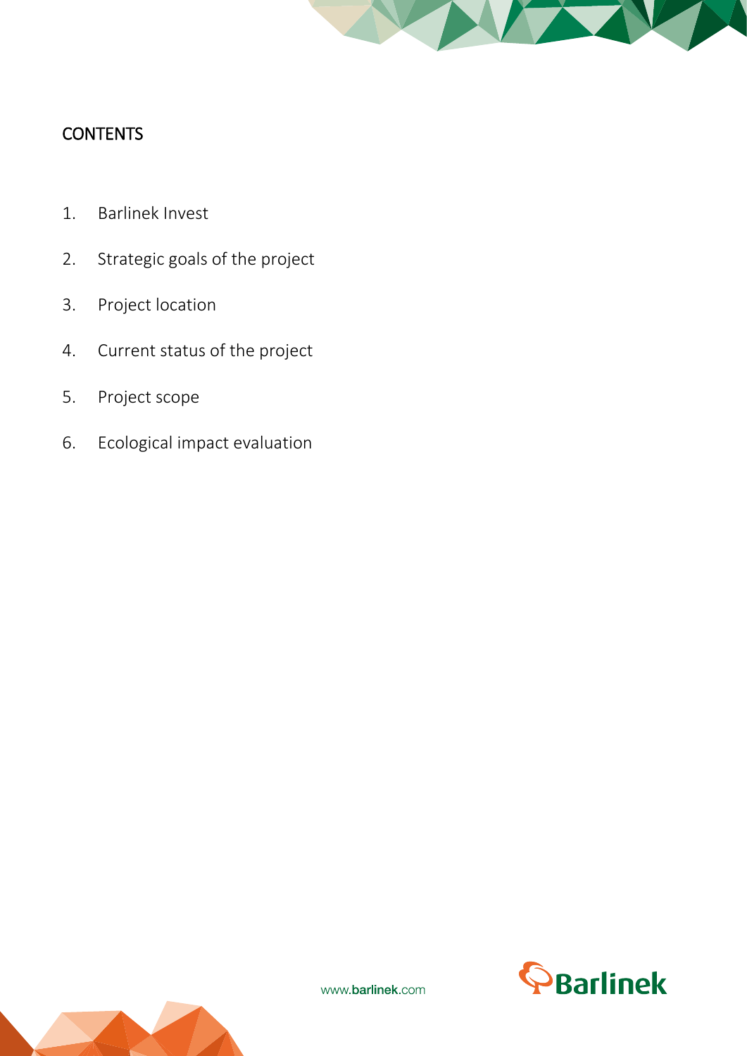# CONTENTS

1. Barlinek Invest
2. Strategic goals of the project
3. Project location
4. Current status of the project
5. Project scope
6. Ecological impact evaluation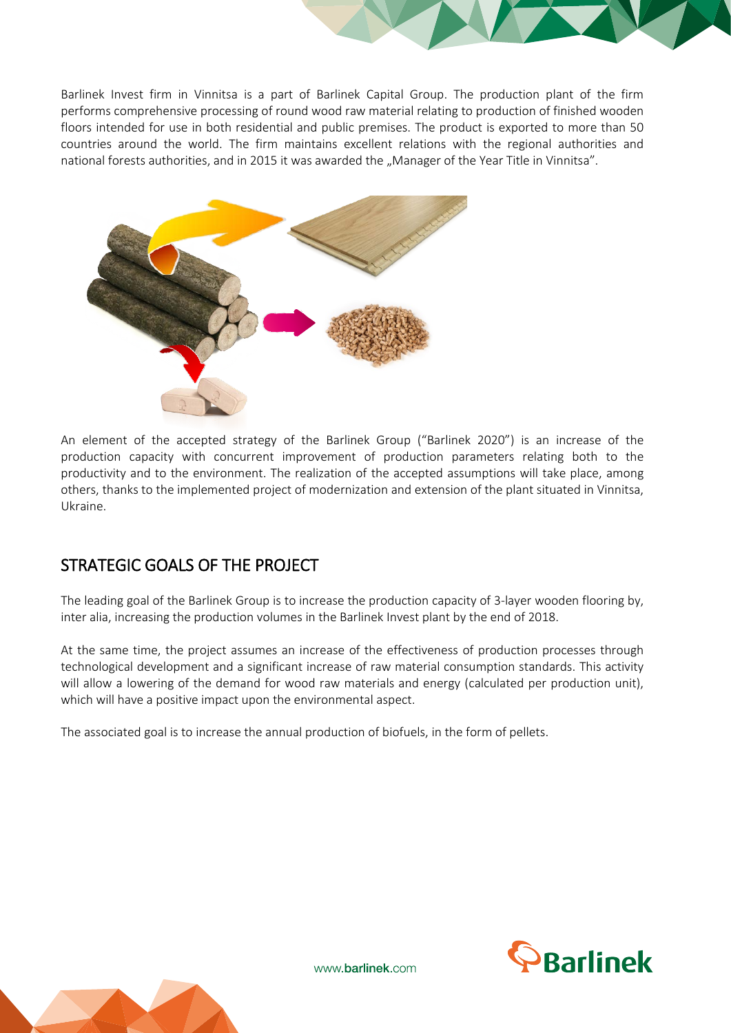Barlinek Invest firm in Vinnitsa is a part of Barlinek Capital Group. The production plant of the firm performs comprehensive processing of round wood raw material relating to production of finished wooden floors intended for use in both residential and public premises. The product is exported to more than 50 countries around the world. The firm maintains excellent relations with the regional authorities and national forests authorities, and in 2015 it was awarded the „Manager of the Year Title in Vinnitsa".

An element of the accepted strategy of the Barlinek Group ("Barlinek 2020") is an increase of the production capacity with concurrent improvement of production parameters relating both to the productivity and to the environment. The realization of the accepted assumptions will take place, among others, thanks to the implemented project of modernization and extension of the plant situated in Vinnitsa, Ukraine.

## STRATEGIC GOALS OF THE PROJECT

The leading goal of the Barlinek Group is to increase the production capacity of 3-layer wooden flooring by, inter alia, increasing the production volumes in the Barlinek Invest plant by the end of 2018.

At the same time, the project assumes an increase of the effectiveness of production processes through technological development and a significant increase of raw material consumption standards. This activity will allow a lowering of the demand for wood raw materials and energy (calculated per production unit), which will have a positive impact upon the environmental aspect.

The associated goal is to increase the annual production of biofuels, in the form of pellets.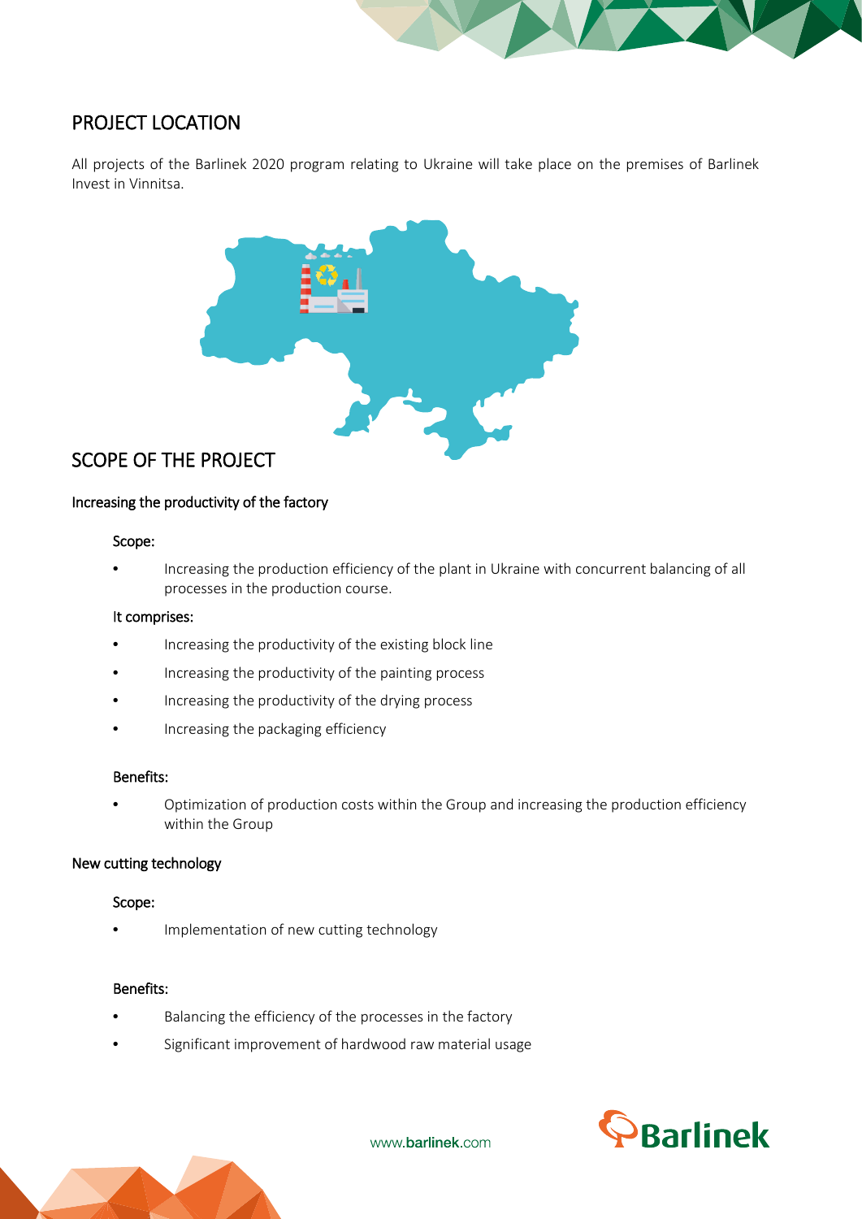## PROJECT LOCATION

All projects of the Barlinek 2020 program relating to Ukraine will take place on the premises of Barlinek Invest in Vinnitsa.

## SCOPE OF THE PROJECT

### Increasing the productivity of the factory

**Scope:**

- Increasing the production efficiency of the plant in Ukraine with concurrent balancing of all processes in the production course.

**It comprises:**

- Increasing the productivity of the existing block line
- Increasing the productivity of the painting process
- Increasing the productivity of the drying process
- Increasing the packaging efficiency

**Benefits:**

- Optimization of production costs within the Group and increasing the production efficiency within the Group

### New cutting technology

**Scope:**

- Implementation of new cutting technology

**Benefits:**

- Balancing the efficiency of the processes in the factory
- Significant improvement of hardwood raw material usage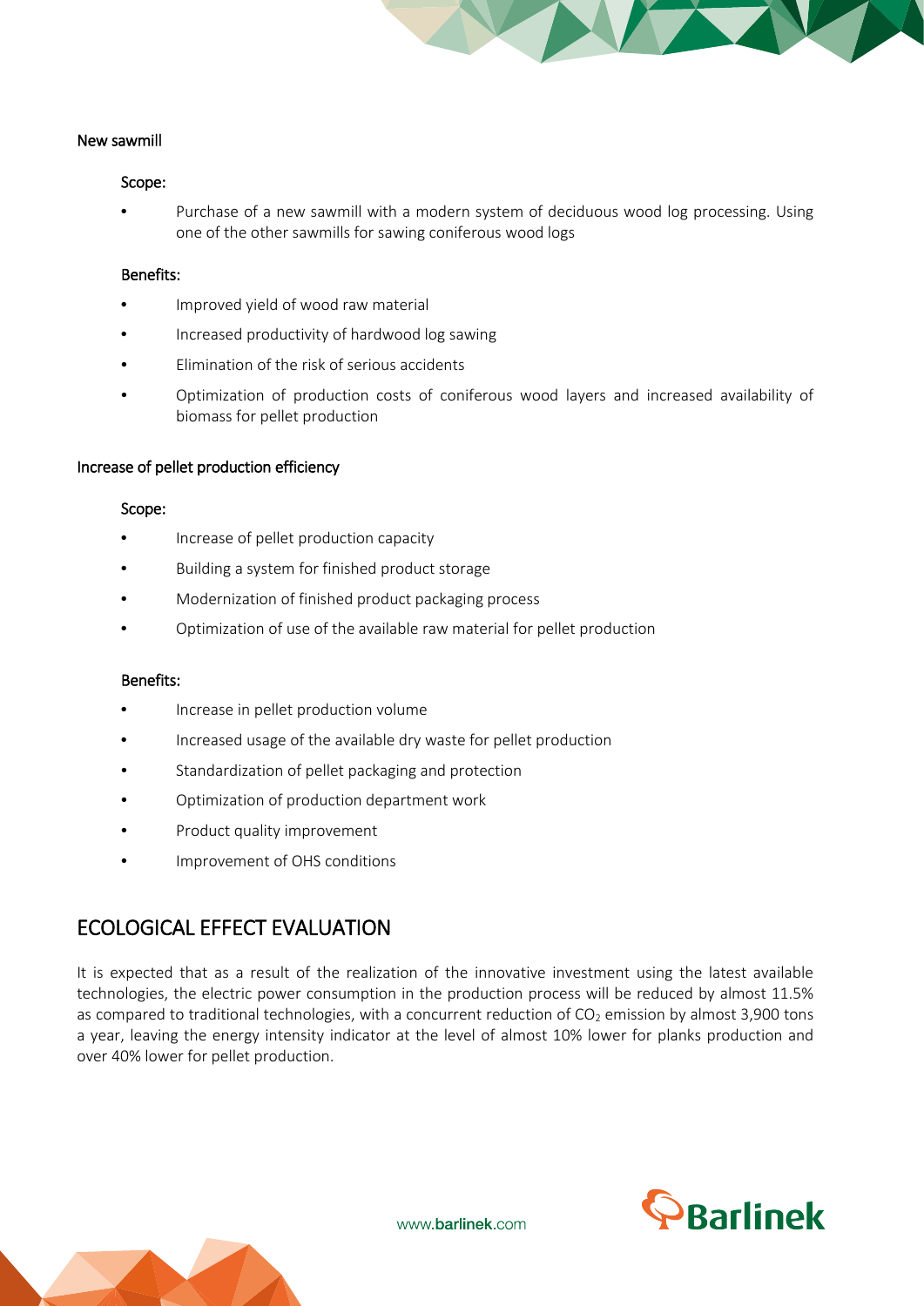### New sawmill

#### Scope:

- Purchase of a new sawmill with a modern system of deciduous wood log processing. Using one of the other sawmills for sawing coniferous wood logs

#### Benefits:

- Improved yield of wood raw material
- Increased productivity of hardwood log sawing
- Elimination of the risk of serious accidents
- Optimization of production costs of coniferous wood layers and increased availability of biomass for pellet production

### Increase of pellet production efficiency

#### Scope:

- Increase of pellet production capacity
- Building a system for finished product storage
- Modernization of finished product packaging process
- Optimization of use of the available raw material for pellet production

#### Benefits:

- Increase in pellet production volume
- Increased usage of the available dry waste for pellet production
- Standardization of pellet packaging and protection
- Optimization of production department work
- Product quality improvement
- Improvement of OHS conditions

## ECOLOGICAL EFFECT EVALUATION

It is expected that as a result of the realization of the innovative investment using the latest available technologies, the electric power consumption in the production process will be reduced by almost 11.5% as compared to traditional technologies, with a concurrent reduction of $CO_2$ emission by almost 3,900 tons a year, leaving the energy intensity indicator at the level of almost 10% lower for planks production and over 40% lower for pellet production.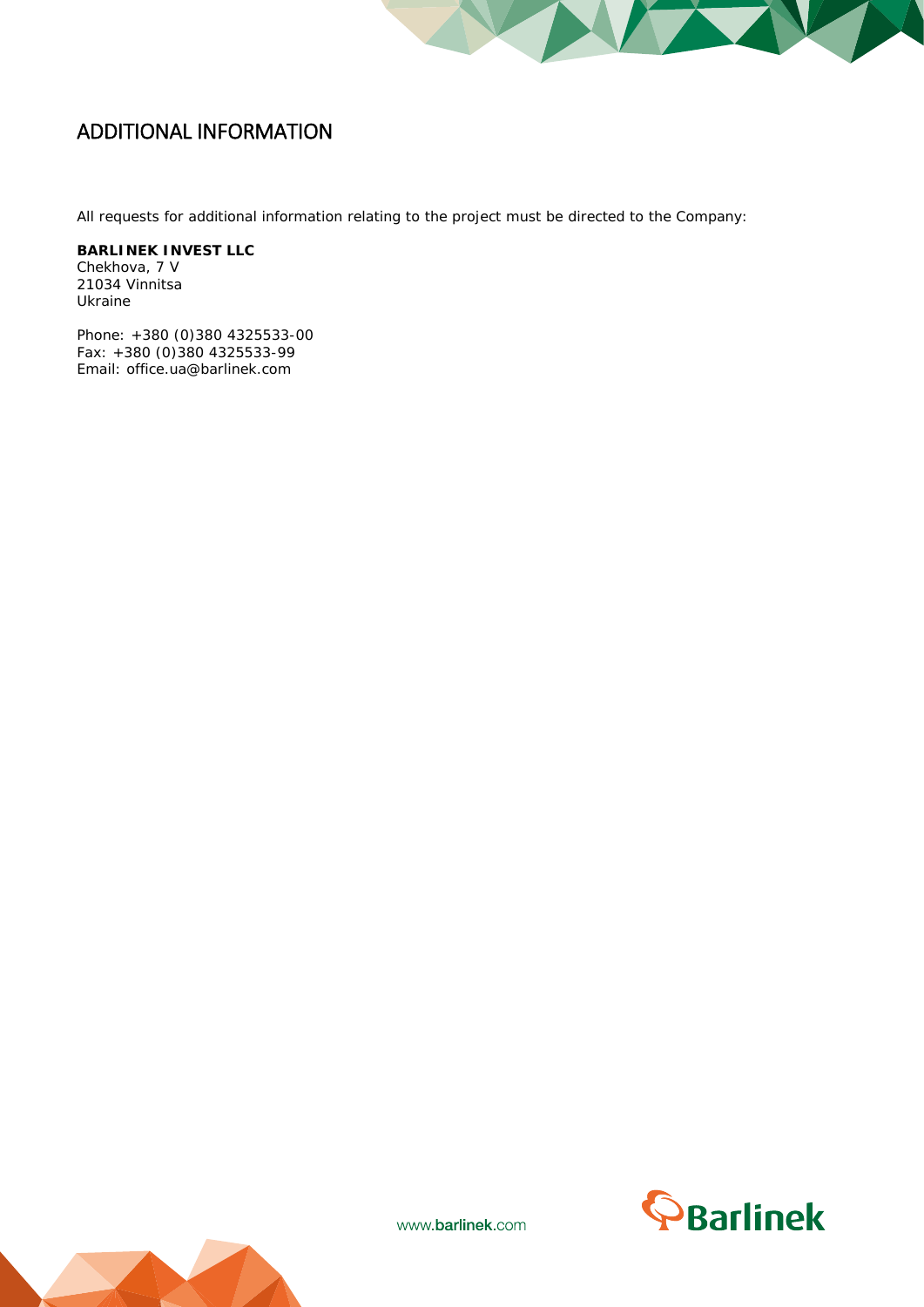# ADDITIONAL INFORMATION

*All requests for additional information relating to the project must be directed to the Company:*

**BARLINEK INVEST LLC**
Chekhova, 7 V
21034 Vinnitsa
Ukraine

Phone: +380 (0)380 4325533-00
Fax: +380 (0)380 4325533-99
Email: office.ua@barlinek.com